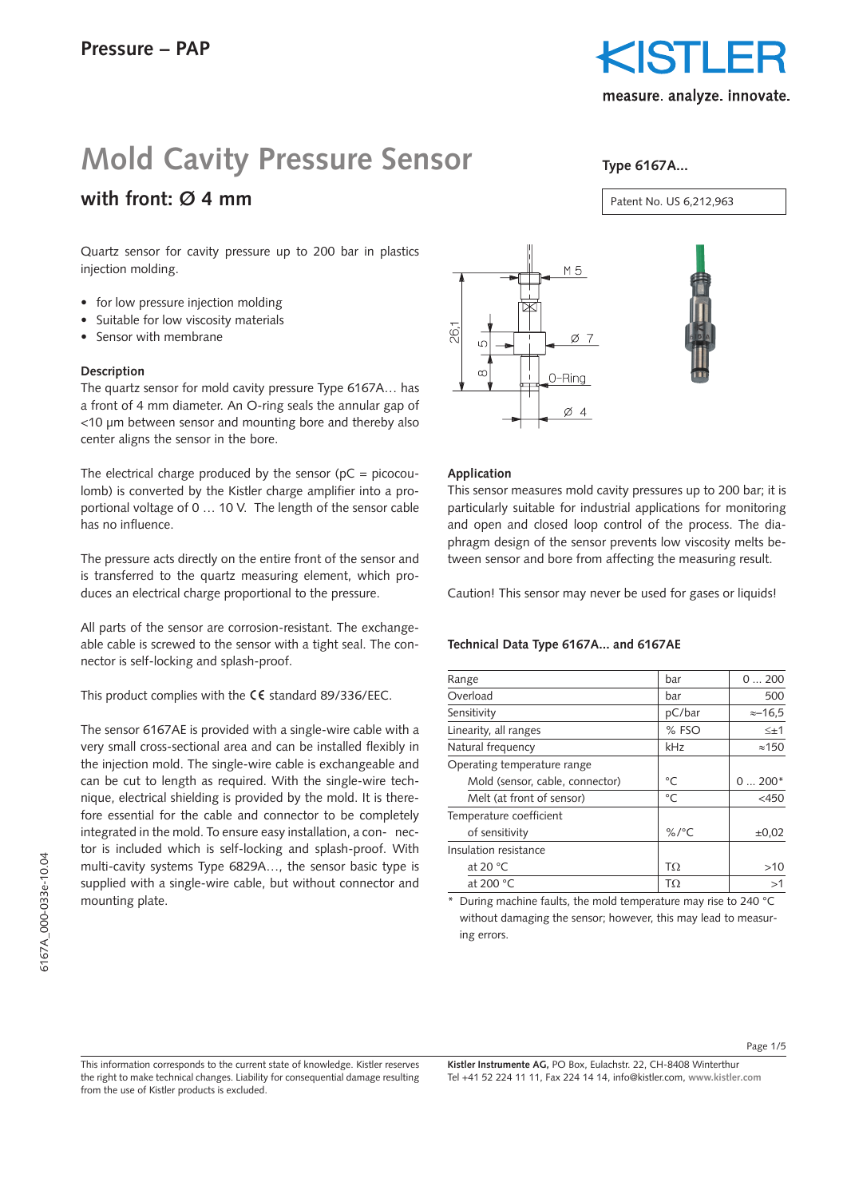Pressure – PAP

# Mold Cavity Pressure Sensor

## with front: Ø 4 mm

**Type 6167A...**

Patent No. US 6,212,963

Quartz sensor for cavity pressure up to 200 bar in plastics injection molding.

- for low pressure injection molding
- Suitable for low viscosity materials
- Sensor with membrane

### Description

The quartz sensor for mold cavity pressure Type 6167A… has a front of 4 mm diameter. An O-ring seals the annular gap of <10 µm between sensor and mounting bore and thereby also center aligns the sensor in the bore.

The electrical charge produced by the sensor (pC = picocoulomb) is converted by the Kistler charge amplifier into a proportional voltage of 0 … 10 V. The length of the sensor cable has no influence.

The pressure acts directly on the entire front of the sensor and is transferred to the quartz measuring element, which produces an electrical charge proportional to the pressure.

All parts of the sensor are corrosion-resistant. The exchangeable cable is screwed to the sensor with a tight seal. The connector is self-locking and splash-proof.

This product complies with the CE standard 89/336/EEC.

The sensor 6167AE is provided with a single-wire cable with a very small cross-sectional area and can be installed flexibly in the injection mold. The single-wire cable is exchangeable and can be cut to length as required. With the single-wire technique, electrical shielding is provided by the mold. It is therefore essential for the cable and connector to be completely integrated in the mold. To ensure easy installation, a connector is included which is self-locking and splash-proof. With multi-cavity systems Type 6829A…, the sensor basic type is supplied with a single-wire cable, but without connector and mounting plate.

M 5, Ø 7, O-Ring, Ø 4, 26,1, 5, 8

### Application

This sensor measures mold cavity pressures up to 200 bar; it is particularly suitable for industrial applications for monitoring and open and closed loop control of the process. The diaphragm design of the sensor prevents low viscosity melts between sensor and bore from affecting the measuring result.

Caution! This sensor may never be used for gases or liquids!

### Technical Data Type 6167A... and 6167AE

| | | |
|---|---|---|
| Range | bar | 0 … 200 |
| Overload | bar | 500 |
| Sensitivity | pC/bar | ≈–16,5 |
| Linearity, all ranges | % FSO | ≤±1 |
| Natural frequency | kHz | ≈150 |
| Operating temperature range | | |
| Mold (sensor, cable, connector) | °C | 0 … 200* |
| Melt (at front of sensor) | °C | <450 |
| Temperature coefficient | | |
| of sensitivity | %/°C | ±0,02 |
| Insulation resistance | | |
| at 20 °C | TΩ | >10 |
| at 200 °C | TΩ | >1 |

\* During machine faults, the mold temperature may rise to 240 °C without damaging the sensor; however, this may lead to measuring errors.

6167A_000-033e-10.04

This information corresponds to the current state of knowledge. Kistler reserves the right to make technical changes. Liability for consequential damage resulting from the use of Kistler products is excluded.

**Kistler Instrumente AG,** PO Box, Eulachstr. 22, CH-8408 Winterthur
Tel +41 52 224 11 11, Fax 224 14 14, info@kistler.com, www.kistler.com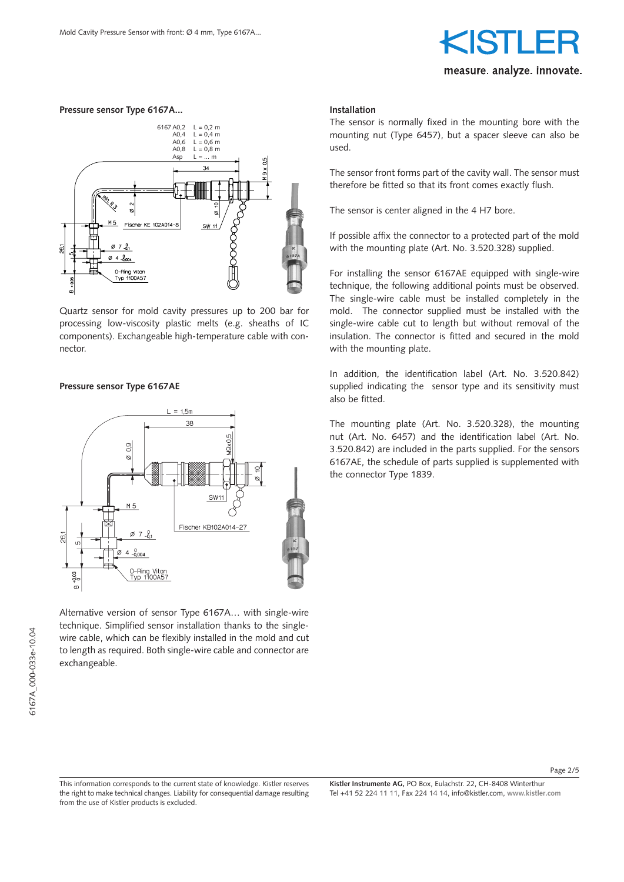## Pressure sensor Type 6167A...

Quartz sensor for mold cavity pressures up to 200 bar for processing low-viscosity plastic melts (e.g. sheaths of IC components). Exchangeable high-temperature cable with connector.

## Pressure sensor Type 6167AE

Alternative version of sensor Type 6167A… with single-wire technique. Simplified sensor installation thanks to the single-wire cable, which can be flexibly installed in the mold and cut to length as required. Both single-wire cable and connector are exchangeable.

## Installation

The sensor is normally fixed in the mounting bore with the mounting nut (Type 6457), but a spacer sleeve can also be used.

The sensor front forms part of the cavity wall. The sensor must therefore be fitted so that its front comes exactly flush.

The sensor is center aligned in the 4 H7 bore.

If possible affix the connector to a protected part of the mold with the mounting plate (Art. No. 3.520.328) supplied.

For installing the sensor 6167AE equipped with single-wire technique, the following additional points must be observed. The single-wire cable must be installed completely in the mold. The connector supplied must be installed with the single-wire cable cut to length but without removal of the insulation. The connector is fitted and secured in the mold with the mounting plate.

In addition, the identification label (Art. No. 3.520.842) supplied indicating the sensor type and its sensitivity must also be fitted.

The mounting plate (Art. No. 3.520.328), the mounting nut (Art. No. 6457) and the identification label (Art. No. 3.520.842) are included in the parts supplied. For the sensors 6167AE, the schedule of parts supplied is supplemented with the connector Type 1839.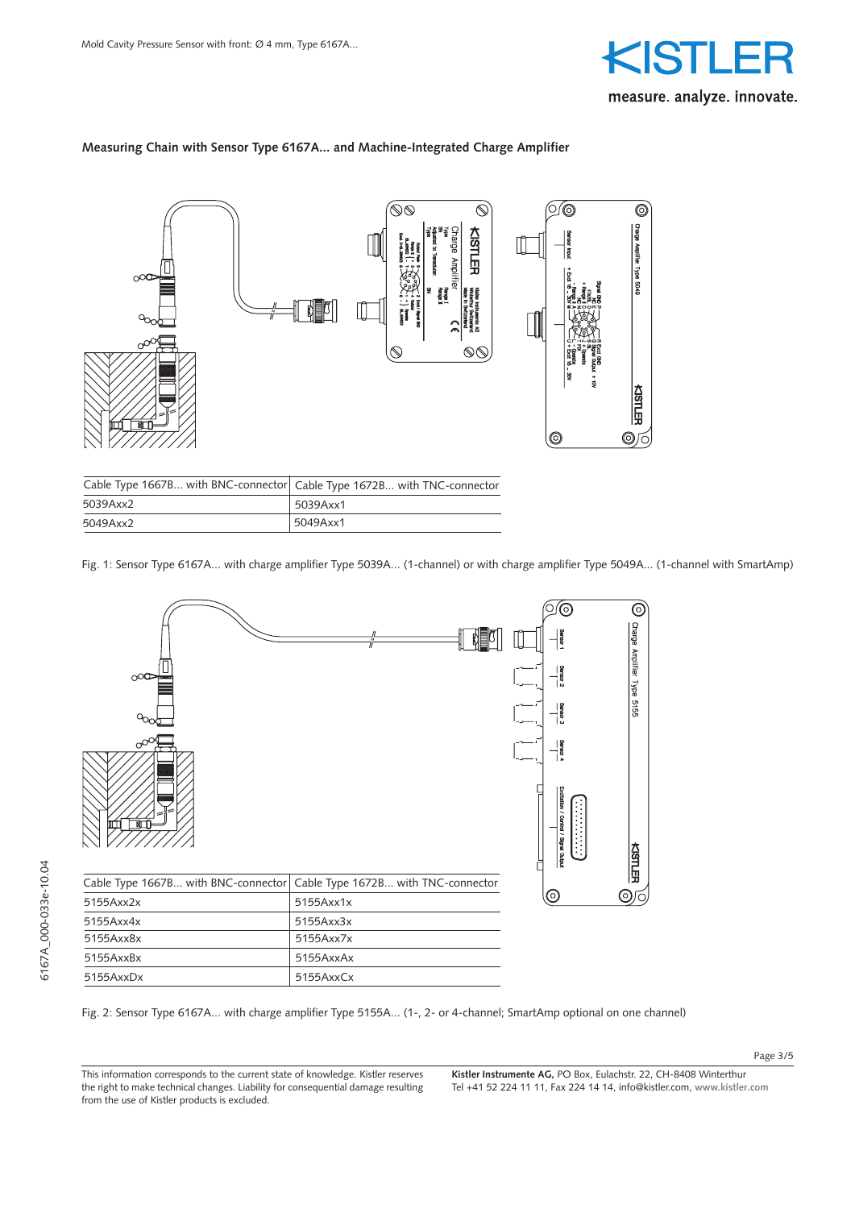## Measuring Chain with Sensor Type 6167A... and Machine-Integrated Charge Amplifier

| Cable Type 1667B... with BNC-connector | Cable Type 1672B... with TNC-connector |
|---|---|
| 5039Axx2 | 5039Axx1 |
| 5049Axx2 | 5049Axx1 |

Fig. 1: Sensor Type 6167A... with charge amplifier Type 5039A... (1-channel) or with charge amplifier Type 5049A... (1-channel with SmartAmp)

| Cable Type 1667B... with BNC-connector | Cable Type 1672B... with TNC-connector |
|---|---|
| 5155Axx2x | 5155Axx1x |
| 5155Axx4x | 5155Axx3x |
| 5155Axx8x | 5155Axx7x |
| 5155AxxBx | 5155AxxAx |
| 5155AxxDx | 5155AxxCx |

Fig. 2: Sensor Type 6167A... with charge amplifier Type 5155A... (1-, 2- or 4-channel; SmartAmp optional on one channel)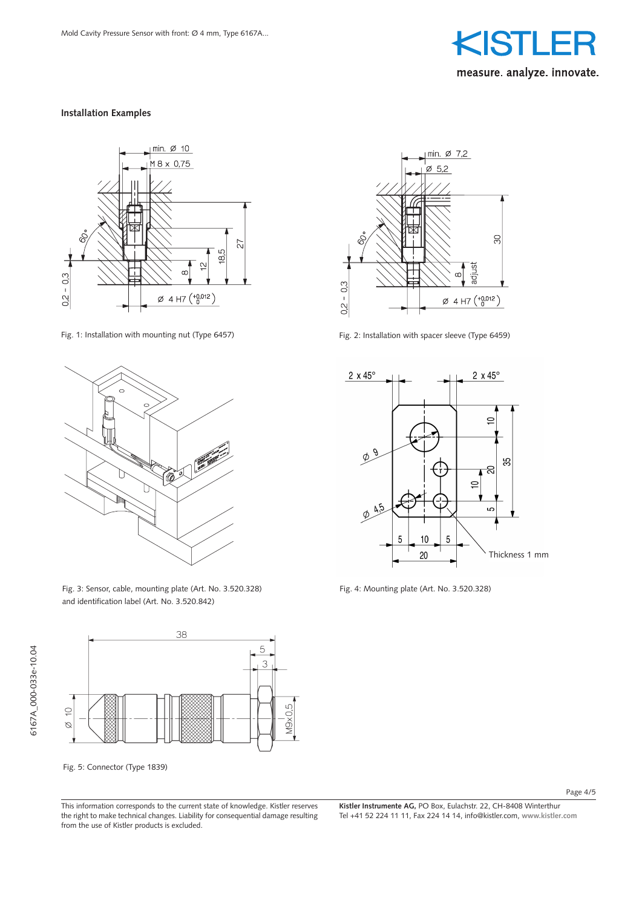## Installation Examples

Fig. 1: Installation with mounting nut (Type 6457)

Fig. 2: Installation with spacer sleeve (Type 6459)

Fig. 3: Sensor, cable, mounting plate (Art. No. 3.520.328) and identification label (Art. No. 3.520.842)

Fig. 4: Mounting plate (Art. No. 3.520.328)

Fig. 5: Connector (Type 1839)

This information corresponds to the current state of knowledge. Kistler reserves the right to make technical changes. Liability for consequential damage resulting from the use of Kistler products is excluded.

**Kistler Instrumente AG,** PO Box, Eulachstr. 22, CH-8408 Winterthur
Tel +41 52 224 11 11, Fax 224 14 14, info@kistler.com, www.kistler.com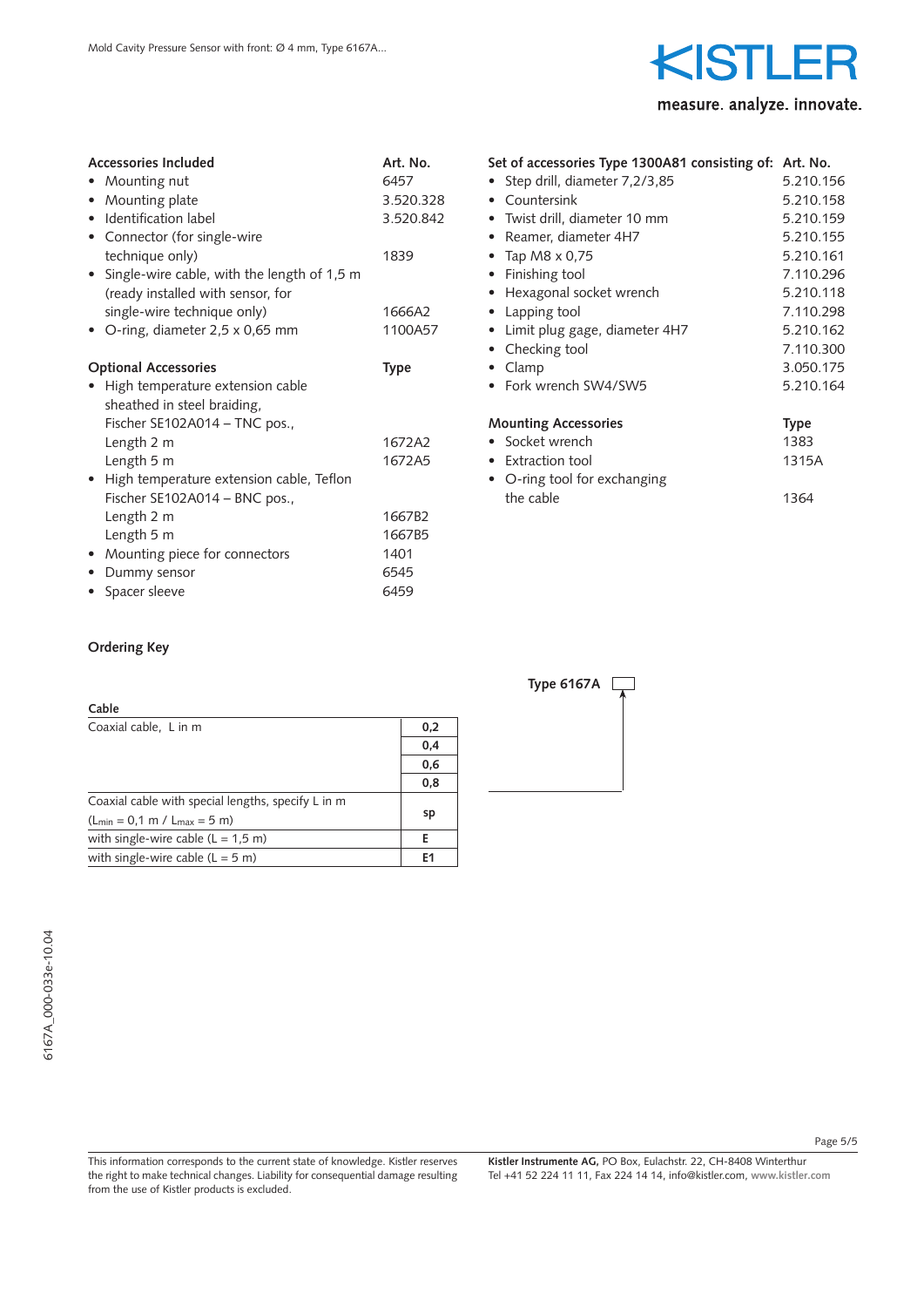| Accessories Included | Art. No. |
|---|---|
| • Mounting nut | 6457 |
| • Mounting plate | 3.520.328 |
| • Identification label | 3.520.842 |
| • Connector (for single-wire technique only) | 1839 |
| • Single-wire cable, with the length of 1,5 m (ready installed with sensor, for single-wire technique only) | 1666A2 |
| • O-ring, diameter 2,5 x 0,65 mm | 1100A57 |

| Optional Accessories | Type |
|---|---|
| • High temperature extension cable sheathed in steel braiding, Fischer SE102A014 – TNC pos., | |
| Length 2 m | 1672A2 |
| Length 5 m | 1672A5 |
| • High temperature extension cable, Teflon Fischer SE102A014 – BNC pos., | |
| Length 2 m | 1667B2 |
| Length 5 m | 1667B5 |
| • Mounting piece for connectors | 1401 |
| • Dummy sensor | 6545 |
| • Spacer sleeve | 6459 |

| Set of accessories Type 1300A81 consisting of: | Art. No. |
|---|---|
| • Step drill, diameter 7,2/3,85 | 5.210.156 |
| • Countersink | 5.210.158 |
| • Twist drill, diameter 10 mm | 5.210.159 |
| • Reamer, diameter 4H7 | 5.210.155 |
| • Tap M8 x 0,75 | 5.210.161 |
| • Finishing tool | 7.110.296 |
| • Hexagonal socket wrench | 5.210.118 |
| • Lapping tool | 7.110.298 |
| • Limit plug gage, diameter 4H7 | 5.210.162 |
| • Checking tool | 7.110.300 |
| • Clamp | 3.050.175 |
| • Fork wrench SW4/SW5 | 5.210.164 |

| Mounting Accessories | Type |
|---|---|
| • Socket wrench | 1383 |
| • Extraction tool | 1315A |
| • O-ring tool for exchanging the cable | 1364 |

## Ordering Key

Type 6167A ☐

| Cable | |
|---|---|
| Coaxial cable, L in m | 0,2 |
| | 0,4 |
| | 0,6 |
| | 0,8 |
| Coaxial cable with special lengths, specify L in m ($L_{min}$ = 0,1 m / $L_{max}$ = 5 m) | sp |
| with single-wire cable (L = 1,5 m) | E |
| with single-wire cable (L = 5 m) | E1 |

6167A_000-033e-10.04

This information corresponds to the current state of knowledge. Kistler reserves the right to make technical changes. Liability for consequential damage resulting from the use of Kistler products is excluded.

**Kistler Instrumente AG,** PO Box, Eulachstr. 22, CH-8408 Winterthur
Tel +41 52 224 11 11, Fax 224 14 14, info@kistler.com, www.kistler.com